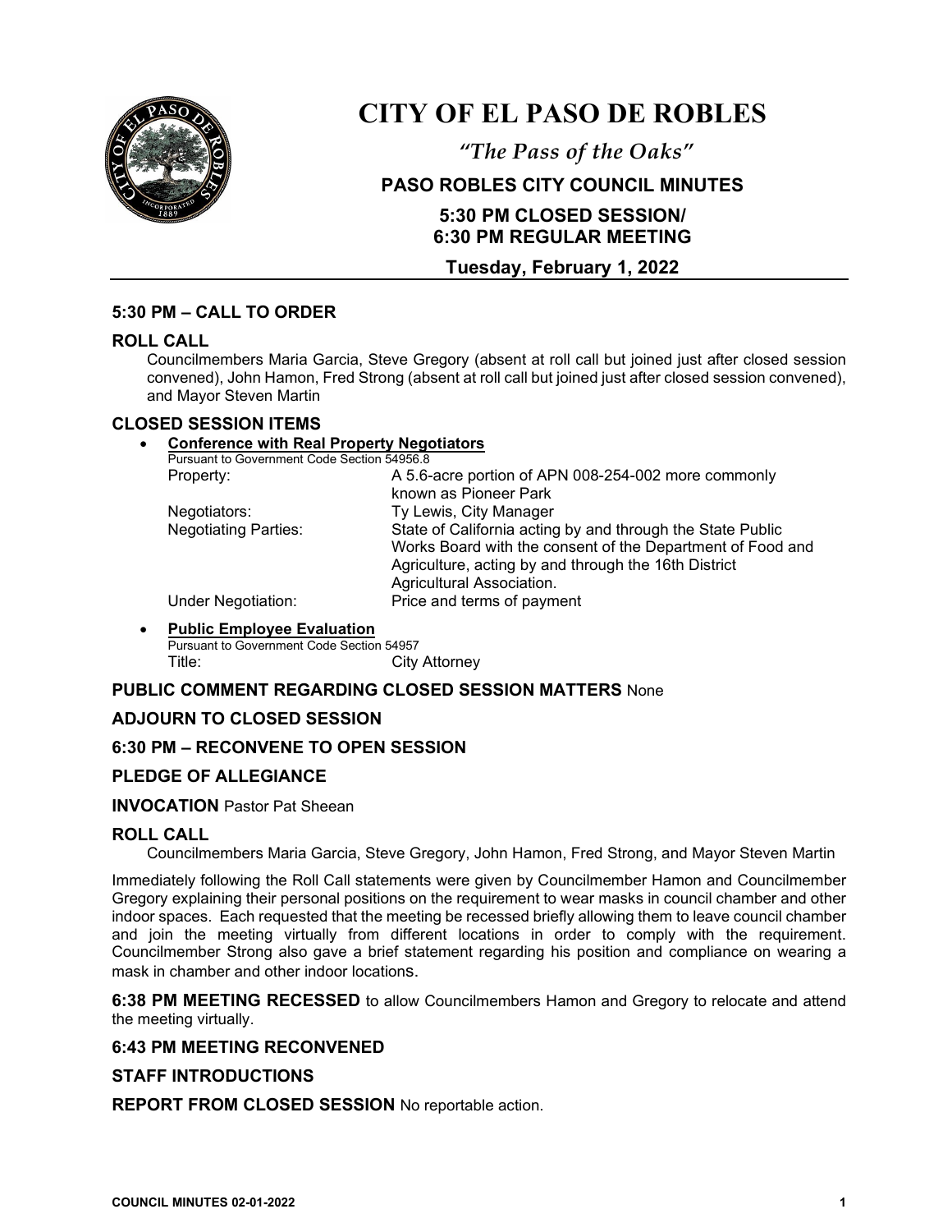# CITY OF EL PASO DE ROBLES

*"The Pass of the Oaks"*

## PASO ROBLES CITY COUNCIL MINUTES

### 5:30 PM CLOSED SESSION/
### 6:30 PM REGULAR MEETING

### Tuesday, February 1, 2022

---

## 5:30 PM – CALL TO ORDER

## ROLL CALL

Councilmembers Maria Garcia, Steve Gregory (absent at roll call but joined just after closed session convened), John Hamon, Fred Strong (absent at roll call but joined just after closed session convened), and Mayor Steven Martin

## CLOSED SESSION ITEMS

- **Conference with Real Property Negotiators**
  Pursuant to Government Code Section 54956.8

| | |
|---|---|
| Property: | A 5.6-acre portion of APN 008-254-002 more commonly known as Pioneer Park |
| Negotiators: | Ty Lewis, City Manager |
| Negotiating Parties: | State of California acting by and through the State Public Works Board with the consent of the Department of Food and Agriculture, acting by and through the 16th District Agricultural Association. |
| Under Negotiation: | Price and terms of payment |

- **Public Employee Evaluation**
  Pursuant to Government Code Section 54957
  Title: City Attorney

## PUBLIC COMMENT REGARDING CLOSED SESSION MATTERS None

## ADJOURN TO CLOSED SESSION

## 6:30 PM – RECONVENE TO OPEN SESSION

## PLEDGE OF ALLEGIANCE

**INVOCATION** Pastor Pat Sheean

## ROLL CALL

Councilmembers Maria Garcia, Steve Gregory, John Hamon, Fred Strong, and Mayor Steven Martin

Immediately following the Roll Call statements were given by Councilmember Hamon and Councilmember Gregory explaining their personal positions on the requirement to wear masks in council chamber and other indoor spaces. Each requested that the meeting be recessed briefly allowing them to leave council chamber and join the meeting virtually from different locations in order to comply with the requirement. Councilmember Strong also gave a brief statement regarding his position and compliance on wearing a mask in chamber and other indoor locations.

**6:38 PM MEETING RECESSED** to allow Councilmembers Hamon and Gregory to relocate and attend the meeting virtually.

## 6:43 PM MEETING RECONVENED

## STAFF INTRODUCTIONS

**REPORT FROM CLOSED SESSION** No reportable action.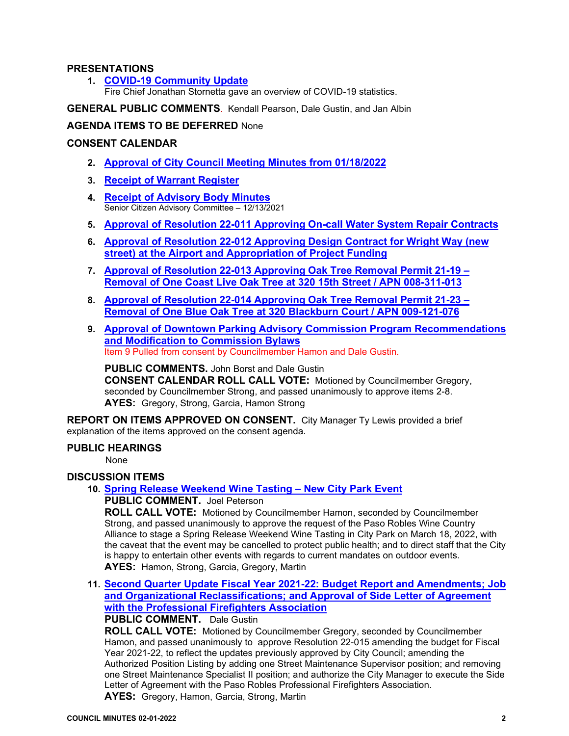## PRESENTATIONS

1. **COVID-19 Community Update**
   Fire Chief Jonathan Stornetta gave an overview of COVID-19 statistics.

**GENERAL PUBLIC COMMENTS**. Kendall Pearson, Dale Gustin, and Jan Albin

**AGENDA ITEMS TO BE DEFERRED** None

## CONSENT CALENDAR

2. **Approval of City Council Meeting Minutes from 01/18/2022**
3. **Receipt of Warrant Register**
4. **Receipt of Advisory Body Minutes**
   Senior Citizen Advisory Committee – 12/13/2021
5. **Approval of Resolution 22-011 Approving On-call Water System Repair Contracts**
6. **Approval of Resolution 22-012 Approving Design Contract for Wright Way (new street) at the Airport and Appropriation of Project Funding**
7. **Approval of Resolution 22-013 Approving Oak Tree Removal Permit 21-19 – Removal of One Coast Live Oak Tree at 320 15th Street / APN 008-311-013**
8. **Approval of Resolution 22-014 Approving Oak Tree Removal Permit 21-23 – Removal of One Blue Oak Tree at 320 Blackburn Court / APN 009-121-076**
9. **Approval of Downtown Parking Advisory Commission Program Recommendations and Modification to Commission Bylaws**
   Item 9 Pulled from consent by Councilmember Hamon and Dale Gustin.

   **PUBLIC COMMENTS.** John Borst and Dale Gustin
   **CONSENT CALENDAR ROLL CALL VOTE:** Motioned by Councilmember Gregory, seconded by Councilmember Strong, and passed unanimously to approve items 2-8.
   **AYES:** Gregory, Strong, Garcia, Hamon Strong

**REPORT ON ITEMS APPROVED ON CONSENT.** City Manager Ty Lewis provided a brief explanation of the items approved on the consent agenda.

## PUBLIC HEARINGS

None

## DISCUSSION ITEMS

10. **Spring Release Weekend Wine Tasting – New City Park Event**
    **PUBLIC COMMENT.** Joel Peterson
    **ROLL CALL VOTE:** Motioned by Councilmember Hamon, seconded by Councilmember Strong, and passed unanimously to approve the request of the Paso Robles Wine Country Alliance to stage a Spring Release Weekend Wine Tasting in City Park on March 18, 2022, with the caveat that the event may be cancelled to protect public health; and to direct staff that the City is happy to entertain other events with regards to current mandates on outdoor events.
    **AYES:** Hamon, Strong, Garcia, Gregory, Martin

11. **Second Quarter Update Fiscal Year 2021-22: Budget Report and Amendments; Job and Organizational Reclassifications; and Approval of Side Letter of Agreement with the Professional Firefighters Association**
    **PUBLIC COMMENT.** Dale Gustin
    **ROLL CALL VOTE:** Motioned by Councilmember Gregory, seconded by Councilmember Hamon, and passed unanimously to approve Resolution 22-015 amending the budget for Fiscal Year 2021-22, to reflect the updates previously approved by City Council; amending the Authorized Position Listing by adding one Street Maintenance Supervisor position; and removing one Street Maintenance Specialist II position; and authorize the City Manager to execute the Side Letter of Agreement with the Paso Robles Professional Firefighters Association.
    **AYES:** Gregory, Hamon, Garcia, Strong, Martin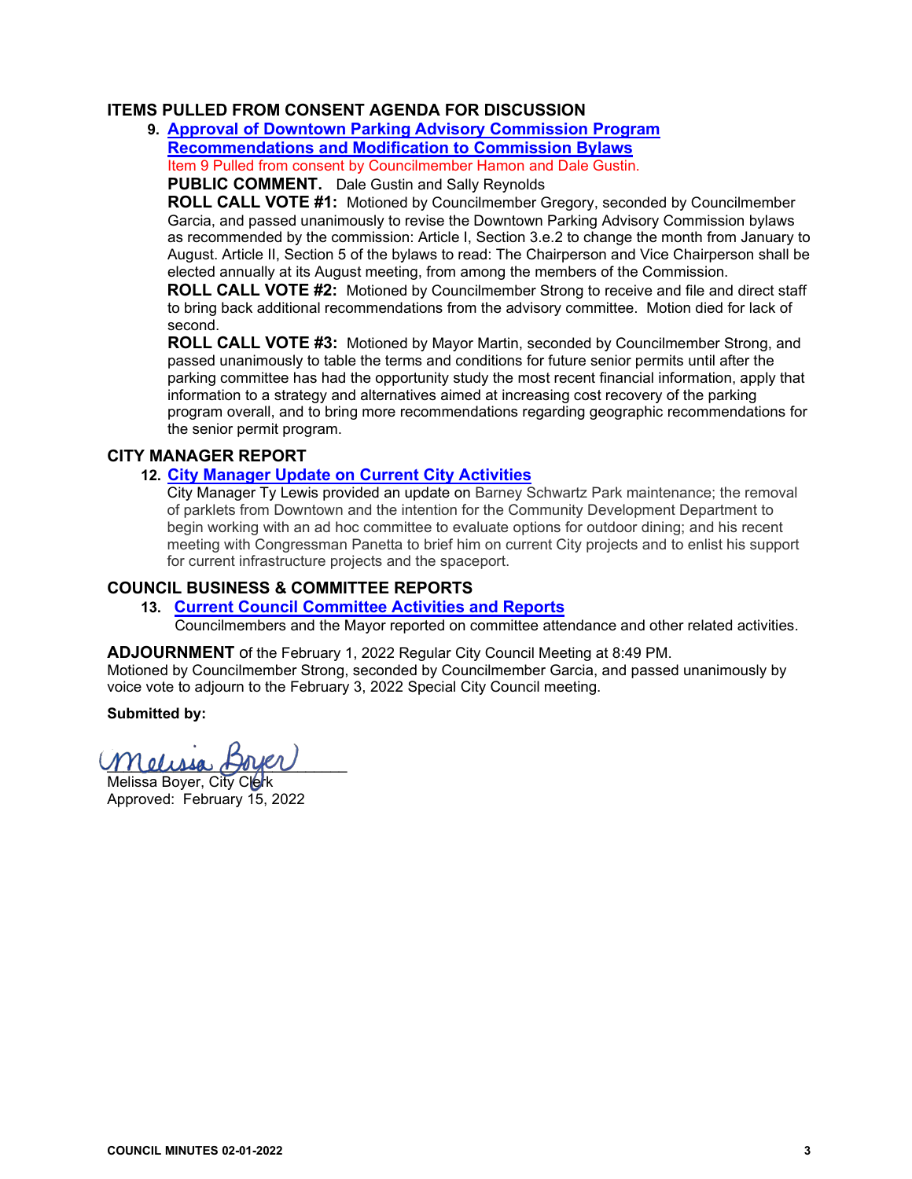## ITEMS PULLED FROM CONSENT AGENDA FOR DISCUSSION

**9. Approval of Downtown Parking Advisory Commission Program Recommendations and Modification to Commission Bylaws**

Item 9 Pulled from consent by Councilmember Hamon and Dale Gustin.

**PUBLIC COMMENT.** Dale Gustin and Sally Reynolds

**ROLL CALL VOTE #1:** Motioned by Councilmember Gregory, seconded by Councilmember Garcia, and passed unanimously to revise the Downtown Parking Advisory Commission bylaws as recommended by the commission: Article I, Section 3.e.2 to change the month from January to August. Article II, Section 5 of the bylaws to read: The Chairperson and Vice Chairperson shall be elected annually at its August meeting, from among the members of the Commission.

**ROLL CALL VOTE #2:** Motioned by Councilmember Strong to receive and file and direct staff to bring back additional recommendations from the advisory committee. Motion died for lack of second.

**ROLL CALL VOTE #3:** Motioned by Mayor Martin, seconded by Councilmember Strong, and passed unanimously to table the terms and conditions for future senior permits until after the parking committee has had the opportunity study the most recent financial information, apply that information to a strategy and alternatives aimed at increasing cost recovery of the parking program overall, and to bring more recommendations regarding geographic recommendations for the senior permit program.

## CITY MANAGER REPORT

**12. City Manager Update on Current City Activities**

City Manager Ty Lewis provided an update on Barney Schwartz Park maintenance; the removal of parklets from Downtown and the intention for the Community Development Department to begin working with an ad hoc committee to evaluate options for outdoor dining; and his recent meeting with Congressman Panetta to brief him on current City projects and to enlist his support for current infrastructure projects and the spaceport.

## COUNCIL BUSINESS & COMMITTEE REPORTS

**13. Current Council Committee Activities and Reports**

Councilmembers and the Mayor reported on committee attendance and other related activities.

**ADJOURNMENT** of the February 1, 2022 Regular City Council Meeting at 8:49 PM.
Motioned by Councilmember Strong, seconded by Councilmember Garcia, and passed unanimously by voice vote to adjourn to the February 3, 2022 Special City Council meeting.

**Submitted by:**

Melissa Boyer, City Clerk
Approved: February 15, 2022